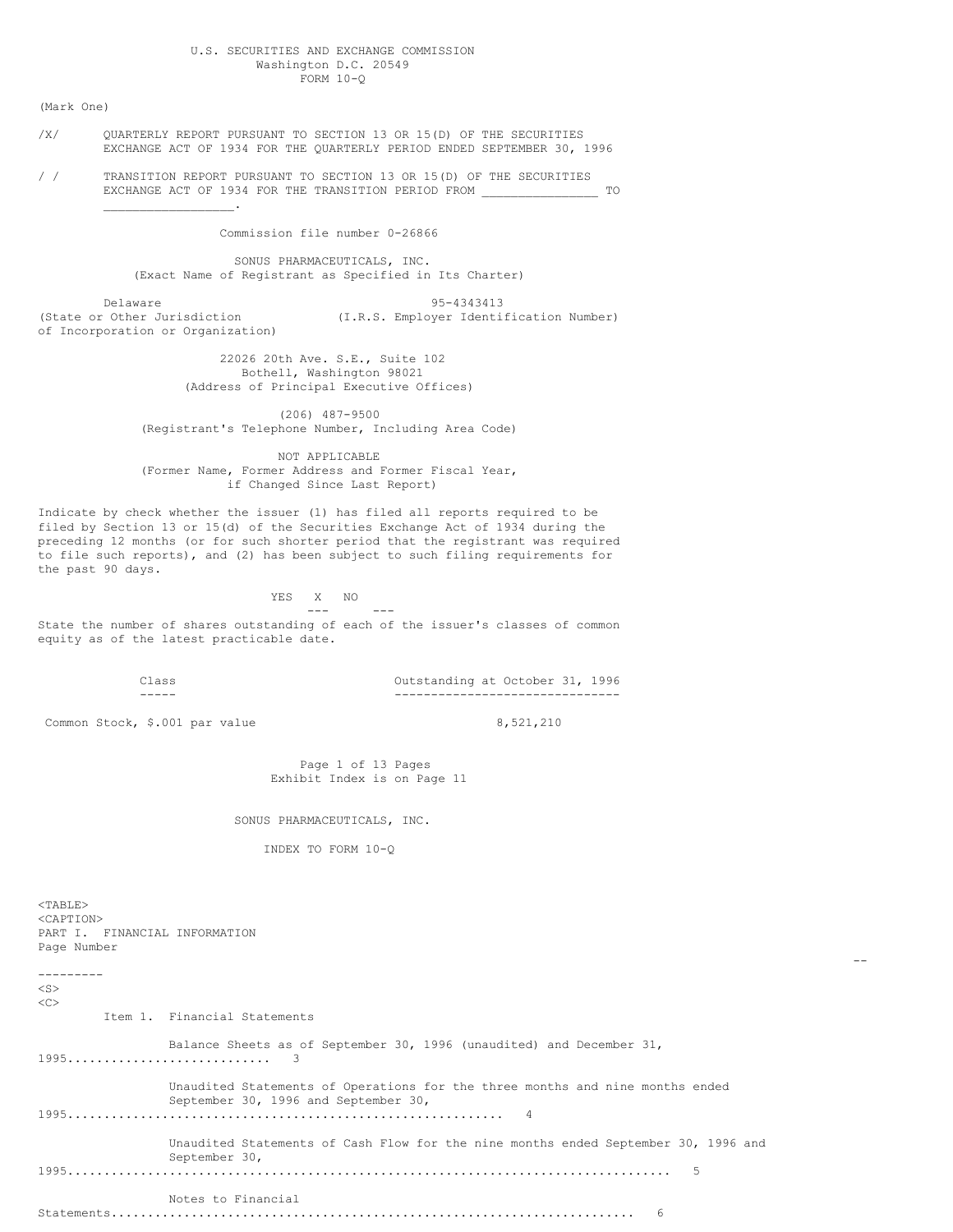U.S. SECURITIES AND EXCHANGE COMMISSION
Washington D.C. 20549
FORM 10-Q

(Mark One)

/X/ QUARTERLY REPORT PURSUANT TO SECTION 13 OR 15(D) OF THE SECURITIES EXCHANGE ACT OF 1934 FOR THE QUARTERLY PERIOD ENDED SEPTEMBER 30, 1996

/ / TRANSITION REPORT PURSUANT TO SECTION 13 OR 15(D) OF THE SECURITIES EXCHANGE ACT OF 1934 FOR THE TRANSITION PERIOD FROM _______________ TO _________________.

Commission file number 0-26866

SONUS PHARMACEUTICALS, INC.
(Exact Name of Registrant as Specified in Its Charter)

| | |
|---|---|
| Delaware | 95-4343413 |
| (State or Other Jurisdiction of Incorporation or Organization) | (I.R.S. Employer Identification Number) |

22026 20th Ave. S.E., Suite 102
Bothell, Washington 98021
(Address of Principal Executive Offices)

(206) 487-9500
(Registrant's Telephone Number, Including Area Code)

NOT APPLICABLE
(Former Name, Former Address and Former Fiscal Year, if Changed Since Last Report)

Indicate by check whether the issuer (1) has filed all reports required to be filed by Section 13 or 15(d) of the Securities Exchange Act of 1934 during the preceding 12 months (or for such shorter period that the registrant was required to file such reports), and (2) has been subject to such filing requirements for the past 90 days.

YES X NO ___

State the number of shares outstanding of each of the issuer's classes of common equity as of the latest practicable date.

| Class | Outstanding at October 31, 1996 |
|---|---|
| Common Stock, $.001 par value | 8,521,210 |

Page 1 of 13 Pages
Exhibit Index is on Page 11

SONUS PHARMACEUTICALS, INC.

INDEX TO FORM 10-Q

| PART I. FINANCIAL INFORMATION | Page Number |
|---|---|
| Item 1. Financial Statements | |
| Balance Sheets as of September 30, 1996 (unaudited) and December 31, 1995 | 3 |
| Unaudited Statements of Operations for the three months and nine months ended September 30, 1996 and September 30, 1995 | 4 |
| Unaudited Statements of Cash Flow for the nine months ended September 30, 1996 and September 30, 1995 | 5 |
| Notes to Financial Statements | 6 |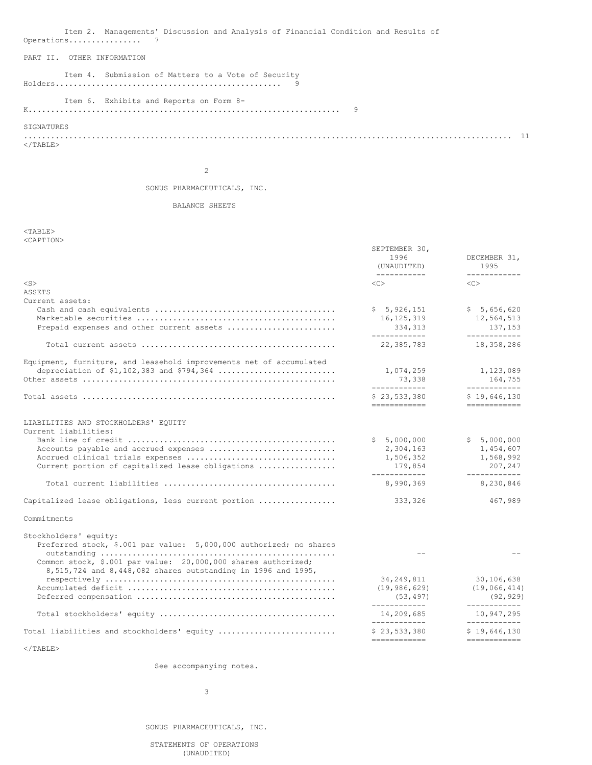Item 2. Managements' Discussion and Analysis of Financial Condition and Results of Operations................ 7

PART II. OTHER INFORMATION

Item 4. Submission of Matters to a Vote of Security Holders................................................ 9

Item 6. Exhibits and Reports on Form 8-K.................................................................. 9

SIGNATURES ................................................................................................. 11

SONUS PHARMACEUTICALS, INC.

BALANCE SHEETS

| | SEPTEMBER 30, 1996 (UNAUDITED) | DECEMBER 31, 1995 |
|---|---|---|
| ASSETS | | |
| Current assets: | | |
| Cash and cash equivalents | $ 5,926,151 | $ 5,656,620 |
| Marketable securities | 16,125,319 | 12,564,513 |
| Prepaid expenses and other current assets | 334,313 | 137,153 |
| Total current assets | 22,385,783 | 18,358,286 |
| Equipment, furniture, and leasehold improvements net of accumulated depreciation of $1,102,383 and $794,364 | 1,074,259 | 1,123,089 |
| Other assets | 73,338 | 164,755 |
| Total assets | $ 23,533,380 | $ 19,646,130 |
| LIABILITIES AND STOCKHOLDERS' EQUITY | | |
| Current liabilities: | | |
| Bank line of credit | $ 5,000,000 | $ 5,000,000 |
| Accounts payable and accrued expenses | 2,304,163 | 1,454,607 |
| Accrued clinical trials expenses | 1,506,352 | 1,568,992 |
| Current portion of capitalized lease obligations | 179,854 | 207,247 |
| Total current liabilities | 8,990,369 | 8,230,846 |
| Capitalized lease obligations, less current portion | 333,326 | 467,989 |
| Commitments | | |
| Stockholders' equity: | | |
| Preferred stock, $.001 par value: 5,000,000 authorized; no shares outstanding | -- | -- |
| Common stock, $.001 par value: 20,000,000 shares authorized; 8,515,724 and 8,448,082 shares outstanding in 1996 and 1995, respectively | 34,249,811 | 30,106,638 |
| Accumulated deficit | (19,986,629) | (19,066,414) |
| Deferred compensation | (53,497) | (92,929) |
| Total stockholders' equity | 14,209,685 | 10,947,295 |
| Total liabilities and stockholders' equity | $ 23,533,380 | $ 19,646,130 |

See accompanying notes.

SONUS PHARMACEUTICALS, INC.

STATEMENTS OF OPERATIONS (UNAUDITED)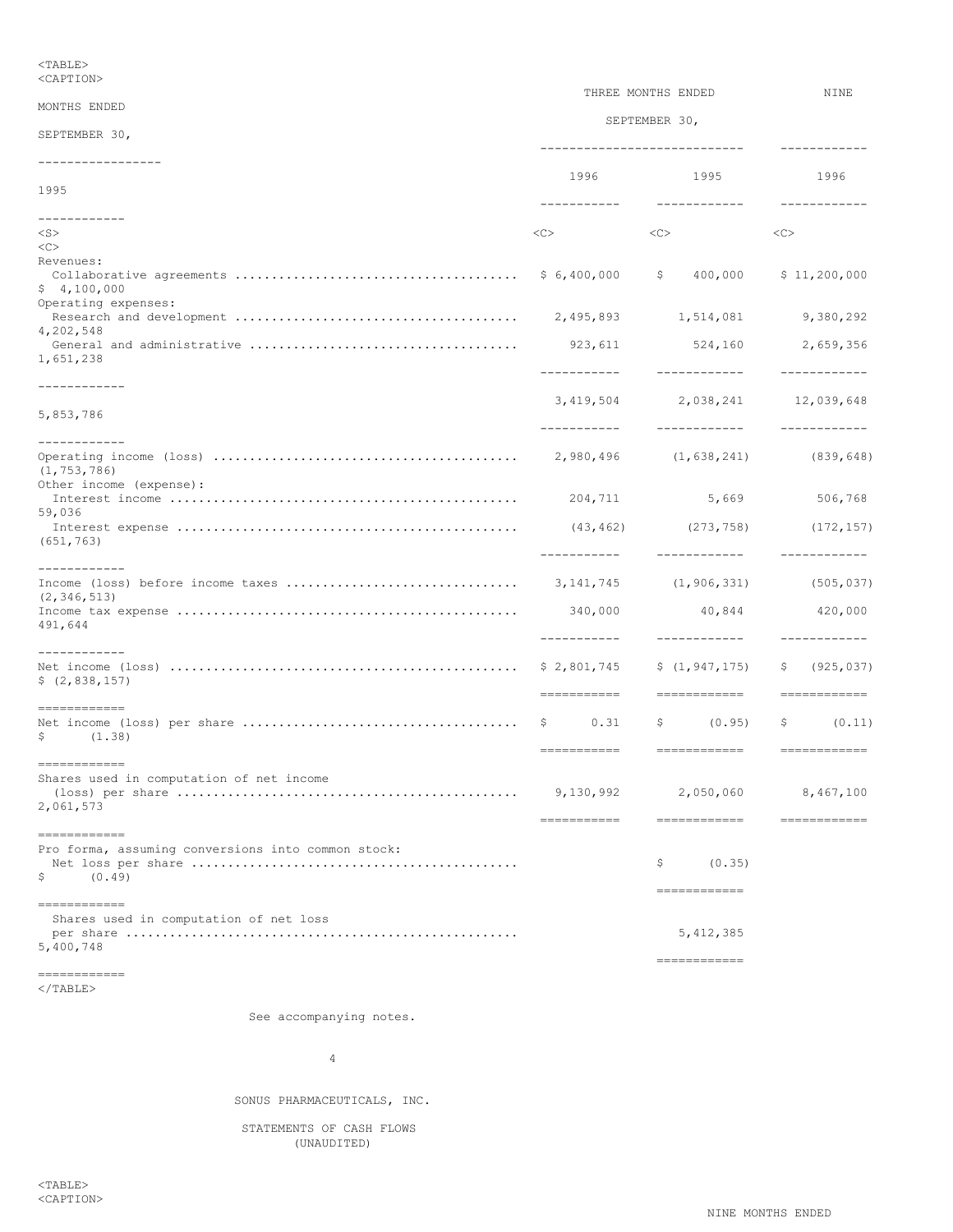| | THREE MONTHS ENDED SEPTEMBER 30, | | NINE MONTHS ENDED SEPTEMBER 30, | |
|---|---|---|---|---|
| | 1996 | 1995 | 1996 | 1995 |
| Revenues: | | | | |
| Collaborative agreements | $ 6,400,000 | $ 400,000 | $ 11,200,000 | $ 4,100,000 |
| Operating expenses: | | | | |
| Research and development | 2,495,893 | 1,514,081 | 9,380,292 | 4,202,548 |
| General and administrative | 923,611 | 524,160 | 2,659,356 | 1,651,238 |
| | 3,419,504 | 2,038,241 | 12,039,648 | 5,853,786 |
| Operating income (loss) | 2,980,496 | (1,638,241) | (839,648) | (1,753,786) |
| Other income (expense): | | | | |
| Interest income | 204,711 | 5,669 | 506,768 | 59,036 |
| Interest expense | (43,462) | (273,758) | (172,157) | (651,763) |
| Income (loss) before income taxes | 3,141,745 | (1,906,331) | (505,037) | (2,346,513) |
| Income tax expense | 340,000 | 40,844 | 420,000 | 491,644 |
| Net income (loss) | $ 2,801,745 | $ (1,947,175) | $ (925,037) | $ (2,838,157) |
| Net income (loss) per share | $ 0.31 | $ (0.95) | $ (0.11) | $ (1.38) |
| Shares used in computation of net income (loss) per share | 9,130,992 | 2,050,060 | 8,467,100 | 2,061,573 |
| Pro forma, assuming conversions into common stock: | | | | |
| Net loss per share | | $ (0.35) | | $ (0.49) |
| Shares used in computation of net loss per share | | 5,412,385 | | 5,400,748 |

See accompanying notes.

SONUS PHARMACEUTICALS, INC.

STATEMENTS OF CASH FLOWS
(UNAUDITED)

NINE MONTHS ENDED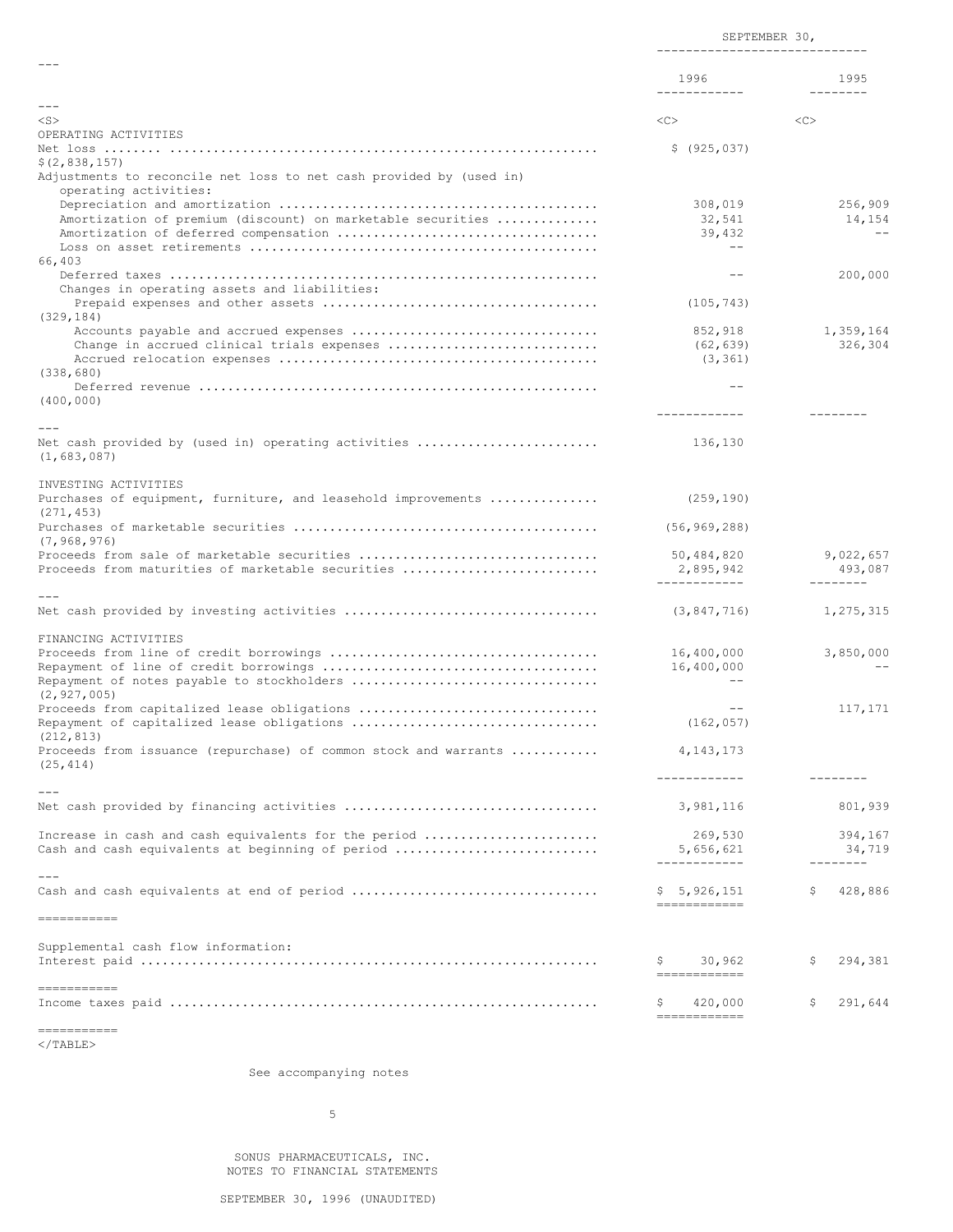| | SEPTEMBER 30, | |
|---|---|---|
| | 1996 | 1995 |
| OPERATING ACTIVITIES | | |
| Net loss | $ (925,037) | $(2,838,157) |
| Adjustments to reconcile net loss to net cash provided by (used in) operating activities: | | |
| Depreciation and amortization | 308,019 | 256,909 |
| Amortization of premium (discount) on marketable securities | 32,541 | 14,154 |
| Amortization of deferred compensation | 39,432 | -- |
| Loss on asset retirements | -- | 66,403 |
| Deferred taxes | -- | 200,000 |
| Changes in operating assets and liabilities: | | |
| Prepaid expenses and other assets | (105,743) | (329,184) |
| Accounts payable and accrued expenses | 852,918 | 1,359,164 |
| Change in accrued clinical trials expenses | (62,639) | 326,304 |
| Accrued relocation expenses | (3,361) | (338,680) |
| Deferred revenue | -- | (400,000) |
| Net cash provided by (used in) operating activities | 136,130 | (1,683,087) |
| INVESTING ACTIVITIES | | |
| Purchases of equipment, furniture, and leasehold improvements | (259,190) | (271,453) |
| Purchases of marketable securities | (56,969,288) | (7,968,976) |
| Proceeds from sale of marketable securities | 50,484,820 | 9,022,657 |
| Proceeds from maturities of marketable securities | 2,895,942 | 493,087 |
| Net cash provided by investing activities | (3,847,716) | 1,275,315 |
| FINANCING ACTIVITIES | | |
| Proceeds from line of credit borrowings | 16,400,000 | 3,850,000 |
| Repayment of line of credit borrowings | 16,400,000 | -- |
| Repayment of notes payable to stockholders | -- | (2,927,005) |
| Proceeds from capitalized lease obligations | -- | 117,171 |
| Repayment of capitalized lease obligations | (162,057) | (212,813) |
| Proceeds from issuance (repurchase) of common stock and warrants | 4,143,173 | (25,414) |
| Net cash provided by financing activities | 3,981,116 | 801,939 |
| Increase in cash and cash equivalents for the period | 269,530 | 394,167 |
| Cash and cash equivalents at beginning of period | 5,656,621 | 34,719 |
| Cash and cash equivalents at end of period | $ 5,926,151 | $ 428,886 |
| Supplemental cash flow information: | | |
| Interest paid | $ 30,962 | $ 294,381 |
| Income taxes paid | $ 420,000 | $ 291,644 |

See accompanying notes

SONUS PHARMACEUTICALS, INC.
NOTES TO FINANCIAL STATEMENTS

SEPTEMBER 30, 1996 (UNAUDITED)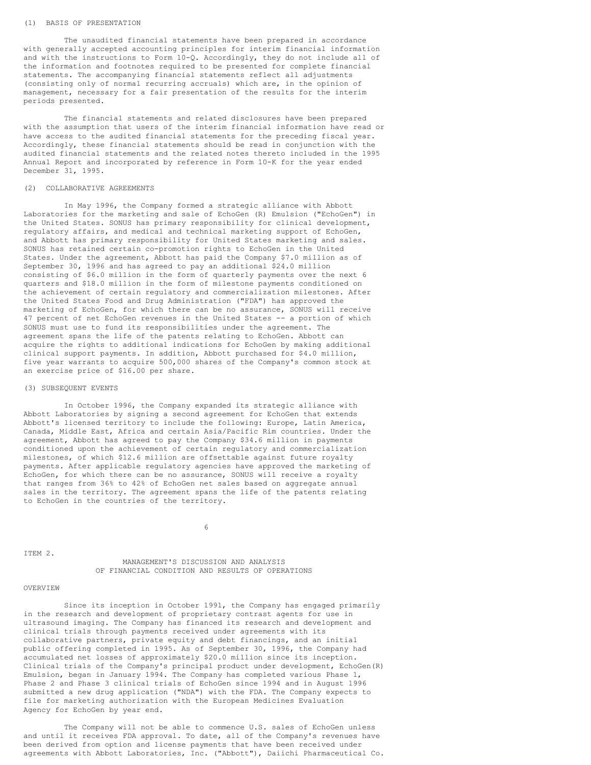(1) BASIS OF PRESENTATION

The unaudited financial statements have been prepared in accordance with generally accepted accounting principles for interim financial information and with the instructions to Form 10-Q. Accordingly, they do not include all of the information and footnotes required to be presented for complete financial statements. The accompanying financial statements reflect all adjustments (consisting only of normal recurring accruals) which are, in the opinion of management, necessary for a fair presentation of the results for the interim periods presented.

The financial statements and related disclosures have been prepared with the assumption that users of the interim financial information have read or have access to the audited financial statements for the preceding fiscal year. Accordingly, these financial statements should be read in conjunction with the audited financial statements and the related notes thereto included in the 1995 Annual Report and incorporated by reference in Form 10-K for the year ended December 31, 1995.

(2) COLLABORATIVE AGREEMENTS

In May 1996, the Company formed a strategic alliance with Abbott Laboratories for the marketing and sale of EchoGen (R) Emulsion ("EchoGen") in the United States. SONUS has primary responsibility for clinical development, regulatory affairs, and medical and technical marketing support of EchoGen, and Abbott has primary responsibility for United States marketing and sales. SONUS has retained certain co-promotion rights to EchoGen in the United States. Under the agreement, Abbott has paid the Company $7.0 million as of September 30, 1996 and has agreed to pay an additional $24.0 million consisting of $6.0 million in the form of quarterly payments over the next 6 quarters and $18.0 million in the form of milestone payments conditioned on the achievement of certain regulatory and commercialization milestones. After the United States Food and Drug Administration ("FDA") has approved the marketing of EchoGen, for which there can be no assurance, SONUS will receive 47 percent of net EchoGen revenues in the United States -- a portion of which SONUS must use to fund its responsibilities under the agreement. The agreement spans the life of the patents relating to EchoGen. Abbott can acquire the rights to additional indications for EchoGen by making additional clinical support payments. In addition, Abbott purchased for $4.0 million, five year warrants to acquire 500,000 shares of the Company's common stock at an exercise price of $16.00 per share.

(3) SUBSEQUENT EVENTS

In October 1996, the Company expanded its strategic alliance with Abbott Laboratories by signing a second agreement for EchoGen that extends Abbott's licensed territory to include the following: Europe, Latin America, Canada, Middle East, Africa and certain Asia/Pacific Rim countries. Under the agreement, Abbott has agreed to pay the Company $34.6 million in payments conditioned upon the achievement of certain regulatory and commercialization milestones, of which $12.6 million are offsettable against future royalty payments. After applicable regulatory agencies have approved the marketing of EchoGen, for which there can be no assurance, SONUS will receive a royalty that ranges from 36% to 42% of EchoGen net sales based on aggregate annual sales in the territory. The agreement spans the life of the patents relating to EchoGen in the countries of the territory.

ITEM 2.

## MANAGEMENT'S DISCUSSION AND ANALYSIS OF FINANCIAL CONDITION AND RESULTS OF OPERATIONS

OVERVIEW

Since its inception in October 1991, the Company has engaged primarily in the research and development of proprietary contrast agents for use in ultrasound imaging. The Company has financed its research and development and clinical trials through payments received under agreements with its collaborative partners, private equity and debt financings, and an initial public offering completed in 1995. As of September 30, 1996, the Company had accumulated net losses of approximately $20.0 million since its inception. Clinical trials of the Company's principal product under development, EchoGen(R) Emulsion, began in January 1994. The Company has completed various Phase 1, Phase 2 and Phase 3 clinical trials of EchoGen since 1994 and in August 1996 submitted a new drug application ("NDA") with the FDA. The Company expects to file for marketing authorization with the European Medicines Evaluation Agency for EchoGen by year end.

The Company will not be able to commence U.S. sales of EchoGen unless and until it receives FDA approval. To date, all of the Company's revenues have been derived from option and license payments that have been received under agreements with Abbott Laboratories, Inc. ("Abbott"), Daiichi Pharmaceutical Co.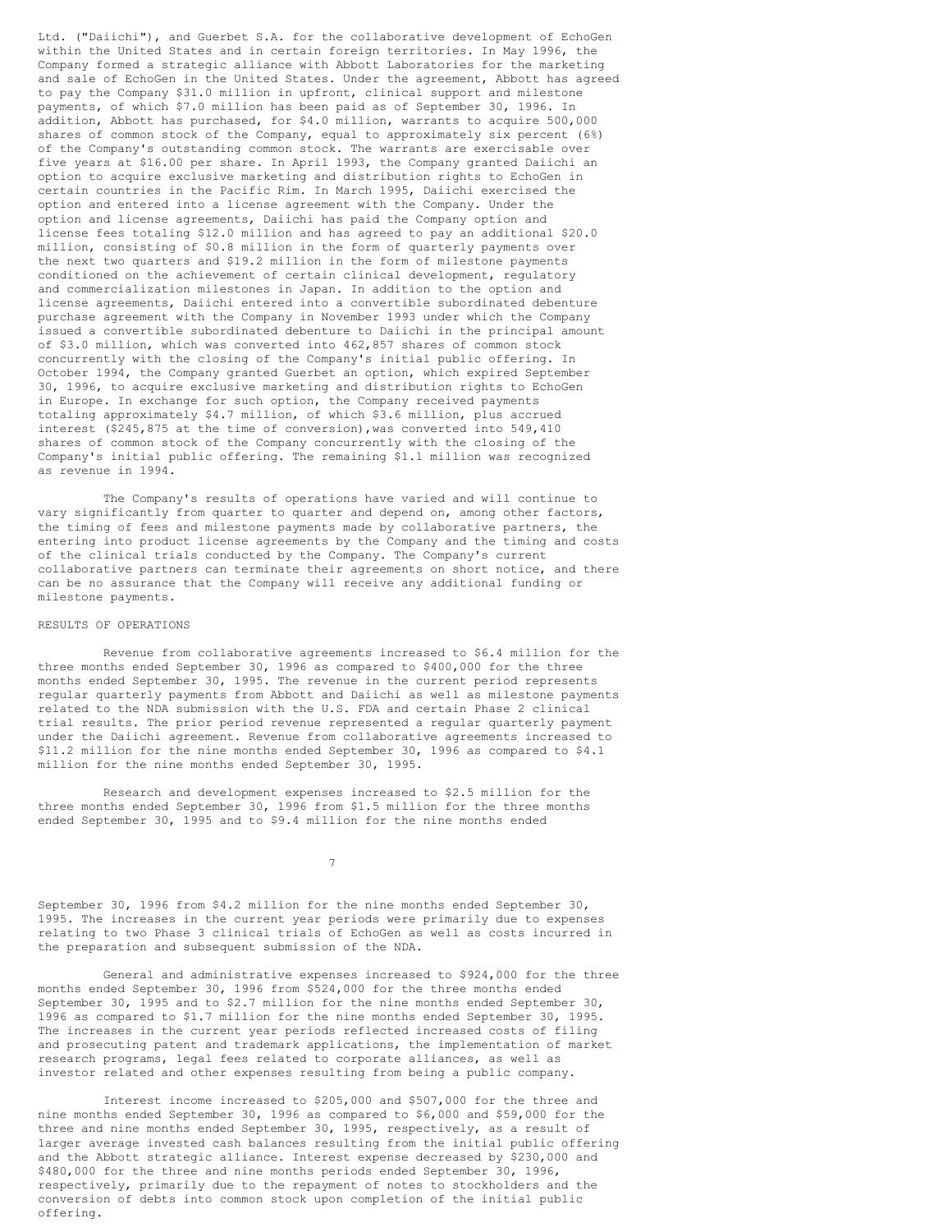Ltd. ("Daiichi"), and Guerbet S.A. for the collaborative development of EchoGen within the United States and in certain foreign territories. In May 1996, the Company formed a strategic alliance with Abbott Laboratories for the marketing and sale of EchoGen in the United States. Under the agreement, Abbott has agreed to pay the Company $31.0 million in upfront, clinical support and milestone payments, of which $7.0 million has been paid as of September 30, 1996. In addition, Abbott has purchased, for $4.0 million, warrants to acquire 500,000 shares of common stock of the Company, equal to approximately six percent (6%) of the Company's outstanding common stock. The warrants are exercisable over five years at $16.00 per share. In April 1993, the Company granted Daiichi an option to acquire exclusive marketing and distribution rights to EchoGen in certain countries in the Pacific Rim. In March 1995, Daiichi exercised the option and entered into a license agreement with the Company. Under the option and license agreements, Daiichi has paid the Company option and license fees totaling $12.0 million and has agreed to pay an additional $20.0 million, consisting of $0.8 million in the form of quarterly payments over the next two quarters and $19.2 million in the form of milestone payments conditioned on the achievement of certain clinical development, regulatory and commercialization milestones in Japan. In addition to the option and license agreements, Daiichi entered into a convertible subordinated debenture purchase agreement with the Company in November 1993 under which the Company issued a convertible subordinated debenture to Daiichi in the principal amount of $3.0 million, which was converted into 462,857 shares of common stock concurrently with the closing of the Company's initial public offering. In October 1994, the Company granted Guerbet an option, which expired September 30, 1996, to acquire exclusive marketing and distribution rights to EchoGen in Europe. In exchange for such option, the Company received payments totaling approximately $4.7 million, of which $3.6 million, plus accrued interest ($245,875 at the time of conversion),was converted into 549,410 shares of common stock of the Company concurrently with the closing of the Company's initial public offering. The remaining $1.1 million was recognized as revenue in 1994.

The Company's results of operations have varied and will continue to vary significantly from quarter to quarter and depend on, among other factors, the timing of fees and milestone payments made by collaborative partners, the entering into product license agreements by the Company and the timing and costs of the clinical trials conducted by the Company. The Company's current collaborative partners can terminate their agreements on short notice, and there can be no assurance that the Company will receive any additional funding or milestone payments.

RESULTS OF OPERATIONS

Revenue from collaborative agreements increased to $6.4 million for the three months ended September 30, 1996 as compared to $400,000 for the three months ended September 30, 1995. The revenue in the current period represents regular quarterly payments from Abbott and Daiichi as well as milestone payments related to the NDA submission with the U.S. FDA and certain Phase 2 clinical trial results. The prior period revenue represented a regular quarterly payment under the Daiichi agreement. Revenue from collaborative agreements increased to $11.2 million for the nine months ended September 30, 1996 as compared to $4.1 million for the nine months ended September 30, 1995.

Research and development expenses increased to $2.5 million for the three months ended September 30, 1996 from $1.5 million for the three months ended September 30, 1995 and to $9.4 million for the nine months ended September 30, 1996 from $4.2 million for the nine months ended September 30, 1995. The increases in the current year periods were primarily due to expenses relating to two Phase 3 clinical trials of EchoGen as well as costs incurred in the preparation and subsequent submission of the NDA.

General and administrative expenses increased to $924,000 for the three months ended September 30, 1996 from $524,000 for the three months ended September 30, 1995 and to $2.7 million for the nine months ended September 30, 1996 as compared to $1.7 million for the nine months ended September 30, 1995. The increases in the current year periods reflected increased costs of filing and prosecuting patent and trademark applications, the implementation of market research programs, legal fees related to corporate alliances, as well as investor related and other expenses resulting from being a public company.

Interest income increased to $205,000 and $507,000 for the three and nine months ended September 30, 1996 as compared to $6,000 and $59,000 for the three and nine months ended September 30, 1995, respectively, as a result of larger average invested cash balances resulting from the initial public offering and the Abbott strategic alliance. Interest expense decreased by $230,000 and $480,000 for the three and nine months periods ended September 30, 1996, respectively, primarily due to the repayment of notes to stockholders and the conversion of debts into common stock upon completion of the initial public offering.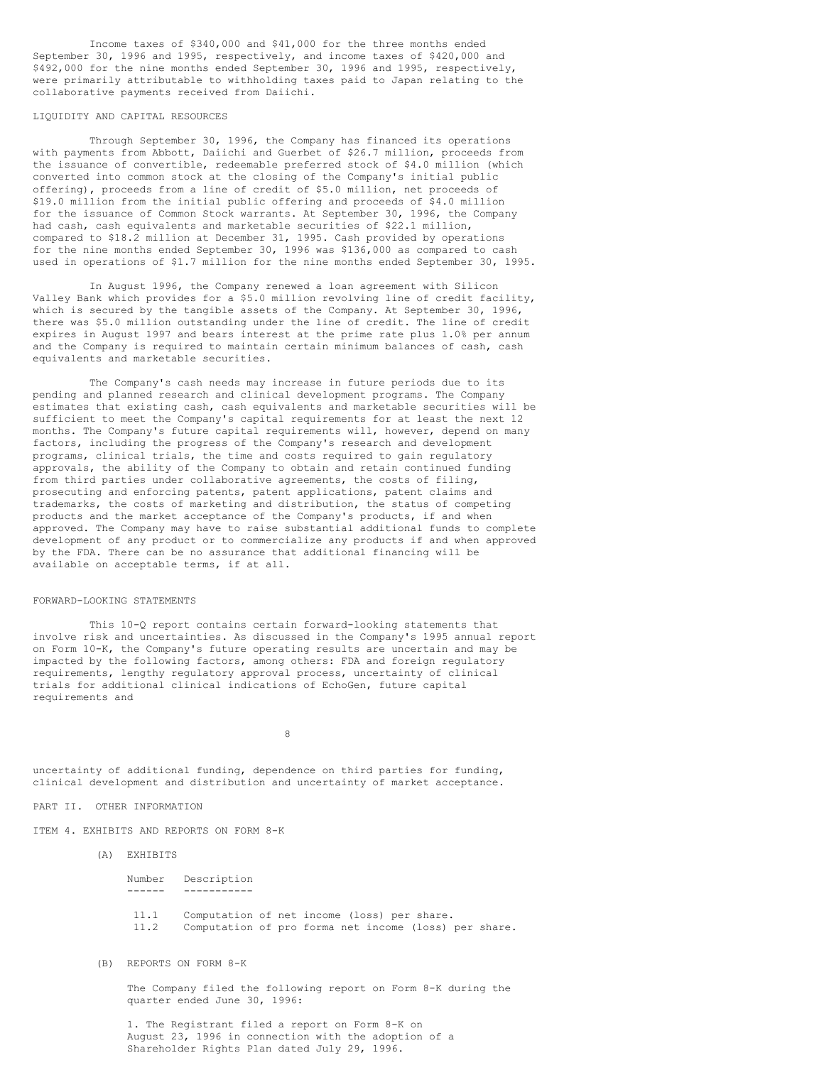Income taxes of $340,000 and $41,000 for the three months ended September 30, 1996 and 1995, respectively, and income taxes of $420,000 and $492,000 for the nine months ended September 30, 1996 and 1995, respectively, were primarily attributable to withholding taxes paid to Japan relating to the collaborative payments received from Daiichi.

## LIQUIDITY AND CAPITAL RESOURCES

Through September 30, 1996, the Company has financed its operations with payments from Abbott, Daiichi and Guerbet of $26.7 million, proceeds from the issuance of convertible, redeemable preferred stock of $4.0 million (which converted into common stock at the closing of the Company's initial public offering), proceeds from a line of credit of $5.0 million, net proceeds of $19.0 million from the initial public offering and proceeds of $4.0 million for the issuance of Common Stock warrants. At September 30, 1996, the Company had cash, cash equivalents and marketable securities of $22.1 million, compared to $18.2 million at December 31, 1995. Cash provided by operations for the nine months ended September 30, 1996 was $136,000 as compared to cash used in operations of $1.7 million for the nine months ended September 30, 1995.

In August 1996, the Company renewed a loan agreement with Silicon Valley Bank which provides for a $5.0 million revolving line of credit facility, which is secured by the tangible assets of the Company. At September 30, 1996, there was $5.0 million outstanding under the line of credit. The line of credit expires in August 1997 and bears interest at the prime rate plus 1.0% per annum and the Company is required to maintain certain minimum balances of cash, cash equivalents and marketable securities.

The Company's cash needs may increase in future periods due to its pending and planned research and clinical development programs. The Company estimates that existing cash, cash equivalents and marketable securities will be sufficient to meet the Company's capital requirements for at least the next 12 months. The Company's future capital requirements will, however, depend on many factors, including the progress of the Company's research and development programs, clinical trials, the time and costs required to gain regulatory approvals, the ability of the Company to obtain and retain continued funding from third parties under collaborative agreements, the costs of filing, prosecuting and enforcing patents, patent applications, patent claims and trademarks, the costs of marketing and distribution, the status of competing products and the market acceptance of the Company's products, if and when approved. The Company may have to raise substantial additional funds to complete development of any product or to commercialize any products if and when approved by the FDA. There can be no assurance that additional financing will be available on acceptable terms, if at all.

## FORWARD-LOOKING STATEMENTS

This 10-Q report contains certain forward-looking statements that involve risk and uncertainties. As discussed in the Company's 1995 annual report on Form 10-K, the Company's future operating results are uncertain and may be impacted by the following factors, among others: FDA and foreign regulatory requirements, lengthy regulatory approval process, uncertainty of clinical trials for additional clinical indications of EchoGen, future capital requirements and uncertainty of additional funding, dependence on third parties for funding, clinical development and distribution and uncertainty of market acceptance.

# PART II. OTHER INFORMATION

## ITEM 4. EXHIBITS AND REPORTS ON FORM 8-K

(A) EXHIBITS

| Number | Description |
|---|---|
| 11.1 | Computation of net income (loss) per share. |
| 11.2 | Computation of pro forma net income (loss) per share. |

(B) REPORTS ON FORM 8-K

The Company filed the following report on Form 8-K during the quarter ended June 30, 1996:

1. The Registrant filed a report on Form 8-K on August 23, 1996 in connection with the adoption of a Shareholder Rights Plan dated July 29, 1996.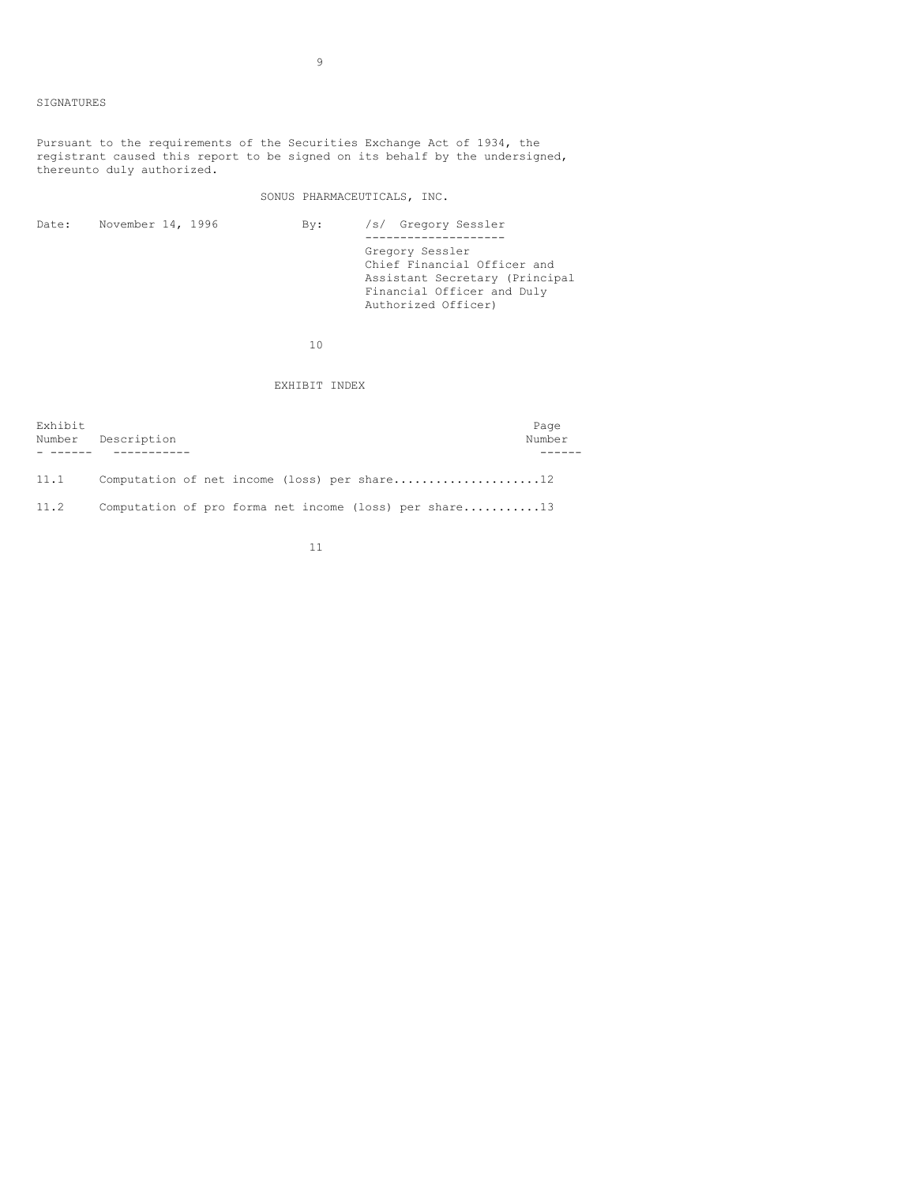## SIGNATURES

Pursuant to the requirements of the Securities Exchange Act of 1934, the registrant caused this report to be signed on its behalf by the undersigned, thereunto duly authorized.

SONUS PHARMACEUTICALS, INC.

Date: November 14, 1996

By: /s/ Gregory Sessler

Gregory Sessler
Chief Financial Officer and Assistant Secretary (Principal Financial Officer and Duly Authorized Officer)

## EXHIBIT INDEX

| Exhibit Number | Description | Page Number |
|---|---|---|
| 11.1 | Computation of net income (loss) per share | 12 |
| 11.2 | Computation of pro forma net income (loss) per share | 13 |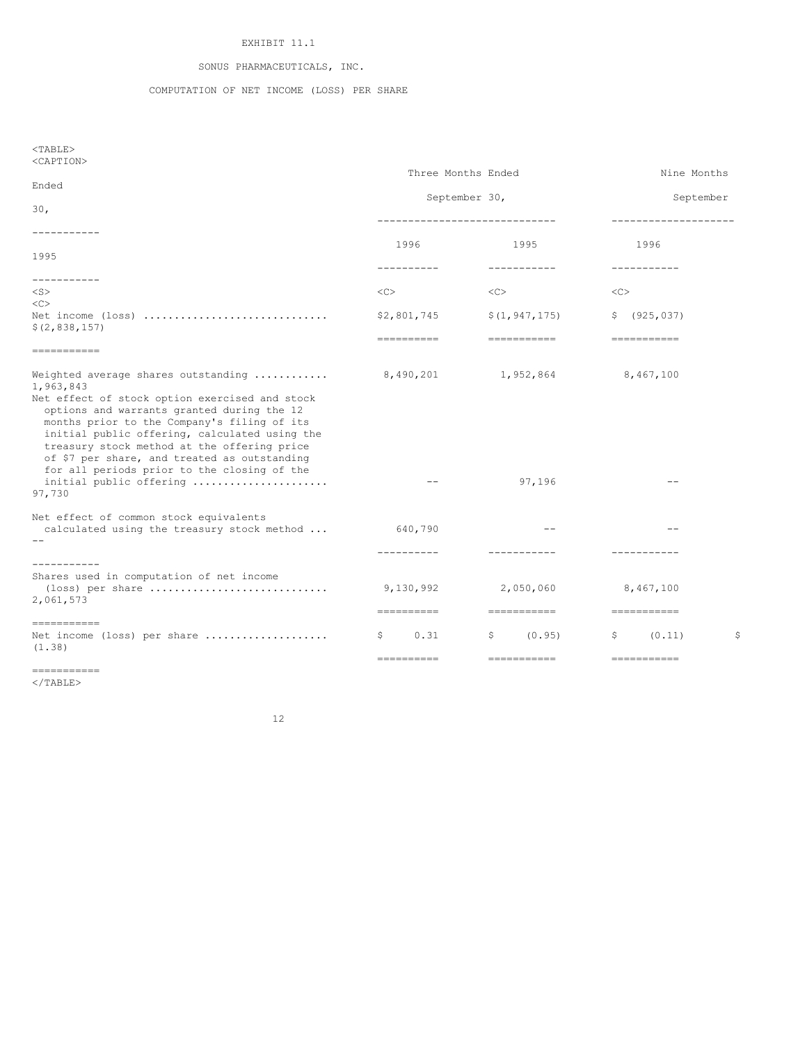EXHIBIT 11.1

SONUS PHARMACEUTICALS, INC.

COMPUTATION OF NET INCOME (LOSS) PER SHARE

| | Three Months Ended September 30, | | Nine Months Ended September 30, | |
|---|---|---|---|---|
| | 1996 | 1995 | 1996 | 1995 |
| Net income (loss) | $2,801,745 | $(1,947,175) | $ (925,037) | $(2,838,157) |
| Weighted average shares outstanding | 8,490,201 | 1,952,864 | 8,467,100 | 1,963,843 |
| Net effect of stock option exercised and stock options and warrants granted during the 12 months prior to the Company's filing of its initial public offering, calculated using the treasury stock method at the offering price of $7 per share, and treated as outstanding for all periods prior to the closing of the initial public offering | -- | 97,196 | -- | 97,730 |
| Net effect of common stock equivalents calculated using the treasury stock method | 640,790 | -- | -- | -- |
| Shares used in computation of net income (loss) per share | 9,130,992 | 2,050,060 | 8,467,100 | 2,061,573 |
| Net income (loss) per share | $ 0.31 | $ (0.95) | $ (0.11) | $ (1.38) |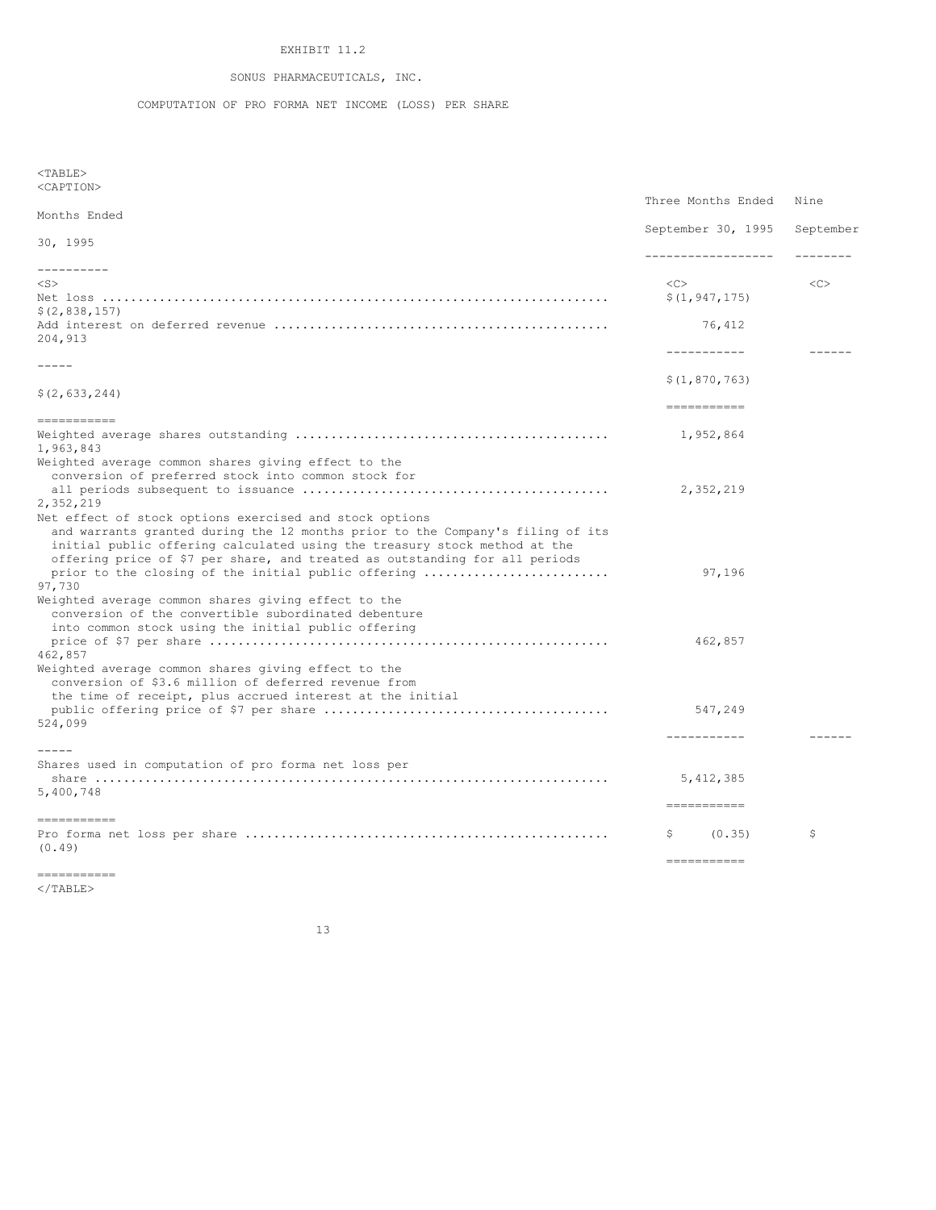EXHIBIT 11.2

SONUS PHARMACEUTICALS, INC.

COMPUTATION OF PRO FORMA NET INCOME (LOSS) PER SHARE

| | Three Months Ended September 30, 1995 | Nine Months Ended September 30, 1995 |
|---|---|---|
| Net loss | $(1,947,175) | $(2,838,157) |
| Add interest on deferred revenue | 76,412 | 204,913 |
| | $(1,870,763) | $(2,633,244) |
| Weighted average shares outstanding | 1,952,864 | 1,963,843 |
| Weighted average common shares giving effect to the conversion of preferred stock into common stock for all periods subsequent to issuance | 2,352,219 | 2,352,219 |
| Net effect of stock options exercised and stock options and warrants granted during the 12 months prior to the Company's filing of its initial public offering calculated using the treasury stock method at the offering price of $7 per share, and treated as outstanding for all periods prior to the closing of the initial public offering | 97,196 | 97,730 |
| Weighted average common shares giving effect to the conversion of the convertible subordinated debenture into common stock using the initial public offering price of $7 per share | 462,857 | 462,857 |
| Weighted average common shares giving effect to the conversion of $3.6 million of deferred revenue from the time of receipt, plus accrued interest at the initial public offering price of $7 per share | 547,249 | 524,099 |
| Shares used in computation of pro forma net loss per share | 5,412,385 | 5,400,748 |
| Pro forma net loss per share | $ (0.35) | $ (0.49) |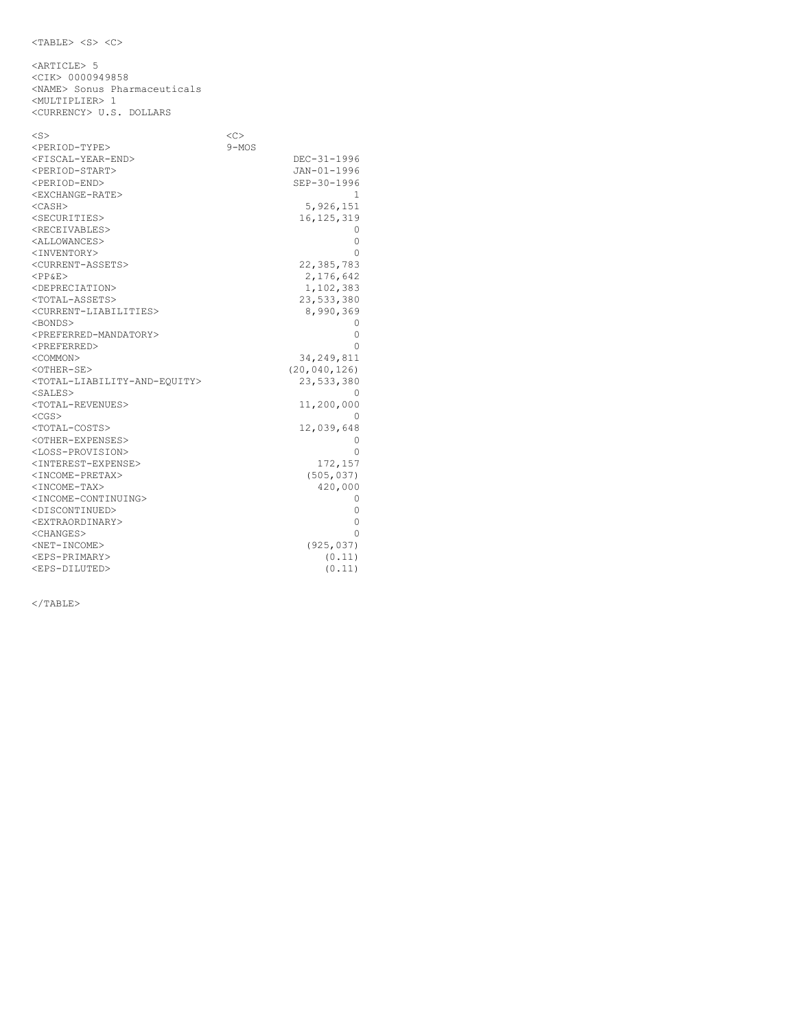```
<TABLE> <S> <C>

<ARTICLE> 5
<CIK> 0000949858
<NAME> Sonus Pharmaceuticals
<MULTIPLIER> 1
<CURRENCY> U.S. DOLLARS

<S>                             <C>
<PERIOD-TYPE>                   9-MOS
<FISCAL-YEAR-END>                          DEC-31-1996
<PERIOD-START>                             JAN-01-1996
<PERIOD-END>                               SEP-30-1996
<EXCHANGE-RATE>                                      1
<CASH>                                       5,926,151
<SECURITIES>                                16,125,319
<RECEIVABLES>                                        0
<ALLOWANCES>                                         0
<INVENTORY>                                          0
<CURRENT-ASSETS>                            22,385,783
<PP&E>                                       2,176,642
<DEPRECIATION>                               1,102,383
<TOTAL-ASSETS>                              23,533,380
<CURRENT-LIABILITIES>                        8,990,369
<BONDS>                                              0
<PREFERRED-MANDATORY>                                0
<PREFERRED>                                          0
<COMMON>                                    34,249,811
<OTHER-SE>                                (20,040,126)
<TOTAL-LIABILITY-AND-EQUITY>                23,533,380
<SALES>                                              0
<TOTAL-REVENUES>                            11,200,000
<CGS>                                                0
<TOTAL-COSTS>                               12,039,648
<OTHER-EXPENSES>                                     0
<LOSS-PROVISION>                                     0
<INTEREST-EXPENSE>                             172,157
<INCOME-PRETAX>                              (505,037)
<INCOME-TAX>                                   420,000
<INCOME-CONTINUING>                                  0
<DISCONTINUED>                                       0
<EXTRAORDINARY>                                      0
<CHANGES>                                            0
<NET-INCOME>                                 (925,037)
<EPS-PRIMARY>                                   (0.11)
<EPS-DILUTED>                                   (0.11)

</TABLE>
```